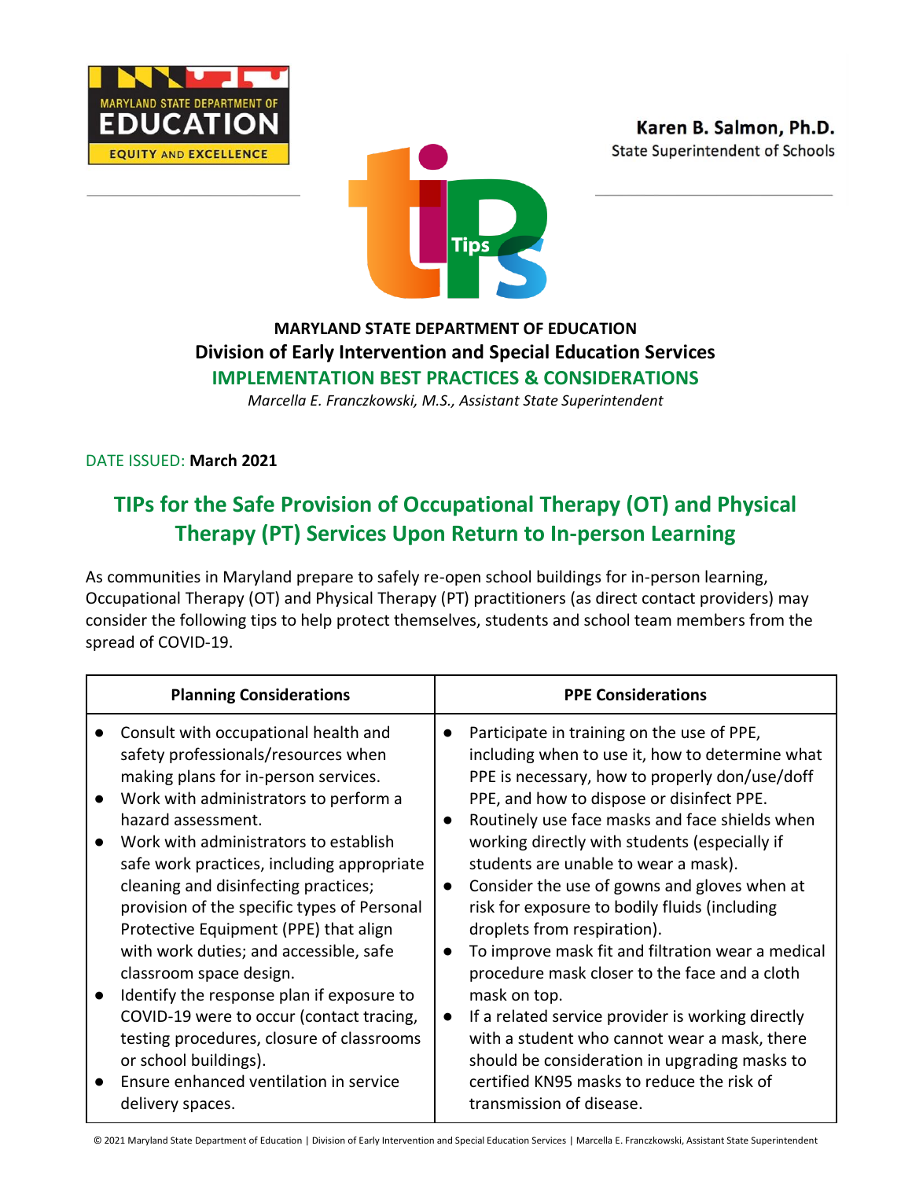MARYLAND STATE DEPARTMENT OF EDUCATION
EQUITY AND EXCELLENCE

**Karen B. Salmon, Ph.D.**
State Superintendent of Schools

**MARYLAND STATE DEPARTMENT OF EDUCATION**
**Division of Early Intervention and Special Education Services**
**IMPLEMENTATION BEST PRACTICES & CONSIDERATIONS**
*Marcella E. Franczkowski, M.S., Assistant State Superintendent*

DATE ISSUED: **March 2021**

# TIPs for the Safe Provision of Occupational Therapy (OT) and Physical Therapy (PT) Services Upon Return to In-person Learning

As communities in Maryland prepare to safely re-open school buildings for in-person learning, Occupational Therapy (OT) and Physical Therapy (PT) practitioners (as direct contact providers) may consider the following tips to help protect themselves, students and school team members from the spread of COVID-19.

| Planning Considerations | PPE Considerations |
|---|---|
| • Consult with occupational health and safety professionals/resources when making plans for in-person services.<br>• Work with administrators to perform a hazard assessment.<br>• Work with administrators to establish safe work practices, including appropriate cleaning and disinfecting practices; provision of the specific types of Personal Protective Equipment (PPE) that align with work duties; and accessible, safe classroom space design.<br>• Identify the response plan if exposure to COVID-19 were to occur (contact tracing, testing procedures, closure of classrooms or school buildings).<br>• Ensure enhanced ventilation in service delivery spaces. | • Participate in training on the use of PPE, including when to use it, how to determine what PPE is necessary, how to properly don/use/doff PPE, and how to dispose or disinfect PPE.<br>• Routinely use face masks and face shields when working directly with students (especially if students are unable to wear a mask).<br>• Consider the use of gowns and gloves when at risk for exposure to bodily fluids (including droplets from respiration).<br>• To improve mask fit and filtration wear a medical procedure mask closer to the face and a cloth mask on top.<br>• If a related service provider is working directly with a student who cannot wear a mask, there should be consideration in upgrading masks to certified KN95 masks to reduce the risk of transmission of disease. |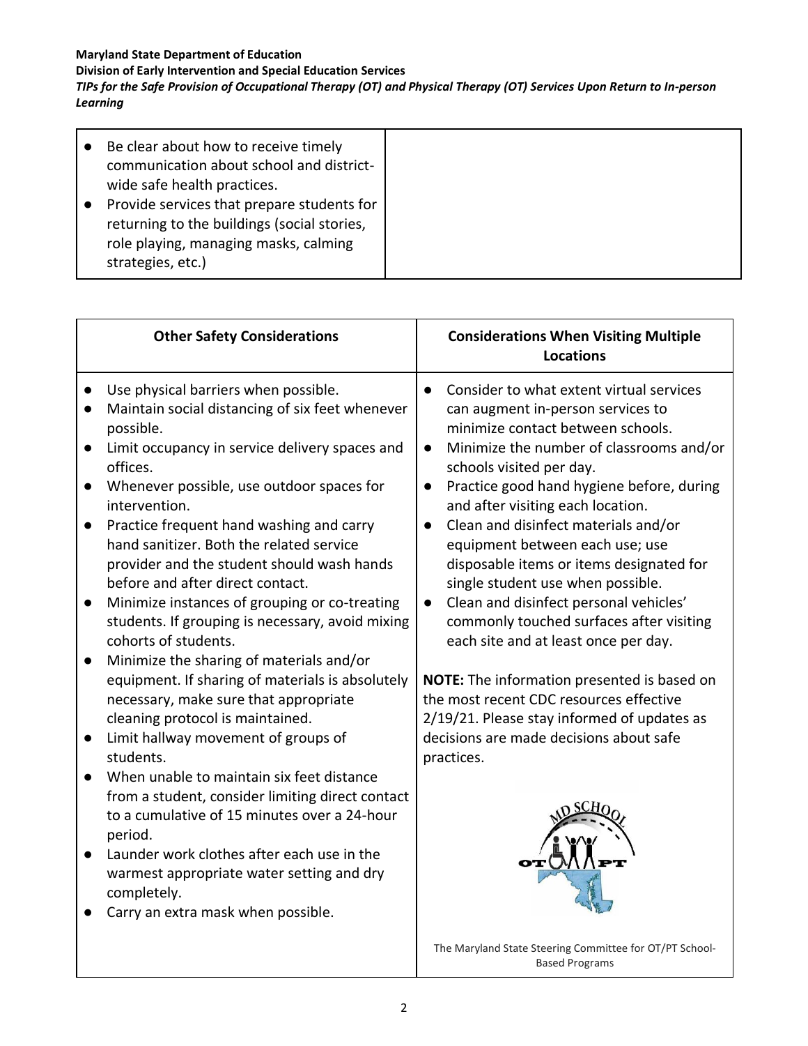| | |
|---|---|
| • Be clear about how to receive timely communication about school and district-wide safe health practices.<br>• Provide services that prepare students for returning to the buildings (social stories, role playing, managing masks, calming strategies, etc.) | |

| Other Safety Considerations | Considerations When Visiting Multiple Locations |
|---|---|
| • Use physical barriers when possible.<br>• Maintain social distancing of six feet whenever possible.<br>• Limit occupancy in service delivery spaces and offices.<br>• Whenever possible, use outdoor spaces for intervention.<br>• Practice frequent hand washing and carry hand sanitizer. Both the related service provider and the student should wash hands before and after direct contact.<br>• Minimize instances of grouping or co-treating students. If grouping is necessary, avoid mixing cohorts of students.<br>• Minimize the sharing of materials and/or equipment. If sharing of materials is absolutely necessary, make sure that appropriate cleaning protocol is maintained.<br>• Limit hallway movement of groups of students.<br>• When unable to maintain six feet distance from a student, consider limiting direct contact to a cumulative of 15 minutes over a 24-hour period.<br>• Launder work clothes after each use in the warmest appropriate water setting and dry completely.<br>• Carry an extra mask when possible. | • Consider to what extent virtual services can augment in-person services to minimize contact between schools.<br>• Minimize the number of classrooms and/or schools visited per day.<br>• Practice good hand hygiene before, during and after visiting each location.<br>• Clean and disinfect materials and/or equipment between each use; use disposable items or items designated for single student use when possible.<br>• Clean and disinfect personal vehicles' commonly touched surfaces after visiting each site and at least once per day.<br><br>**NOTE:** The information presented is based on the most recent CDC resources effective 2/19/21. Please stay informed of updates as decisions are made decisions about safe practices.<br><br>The Maryland State Steering Committee for OT/PT School-Based Programs |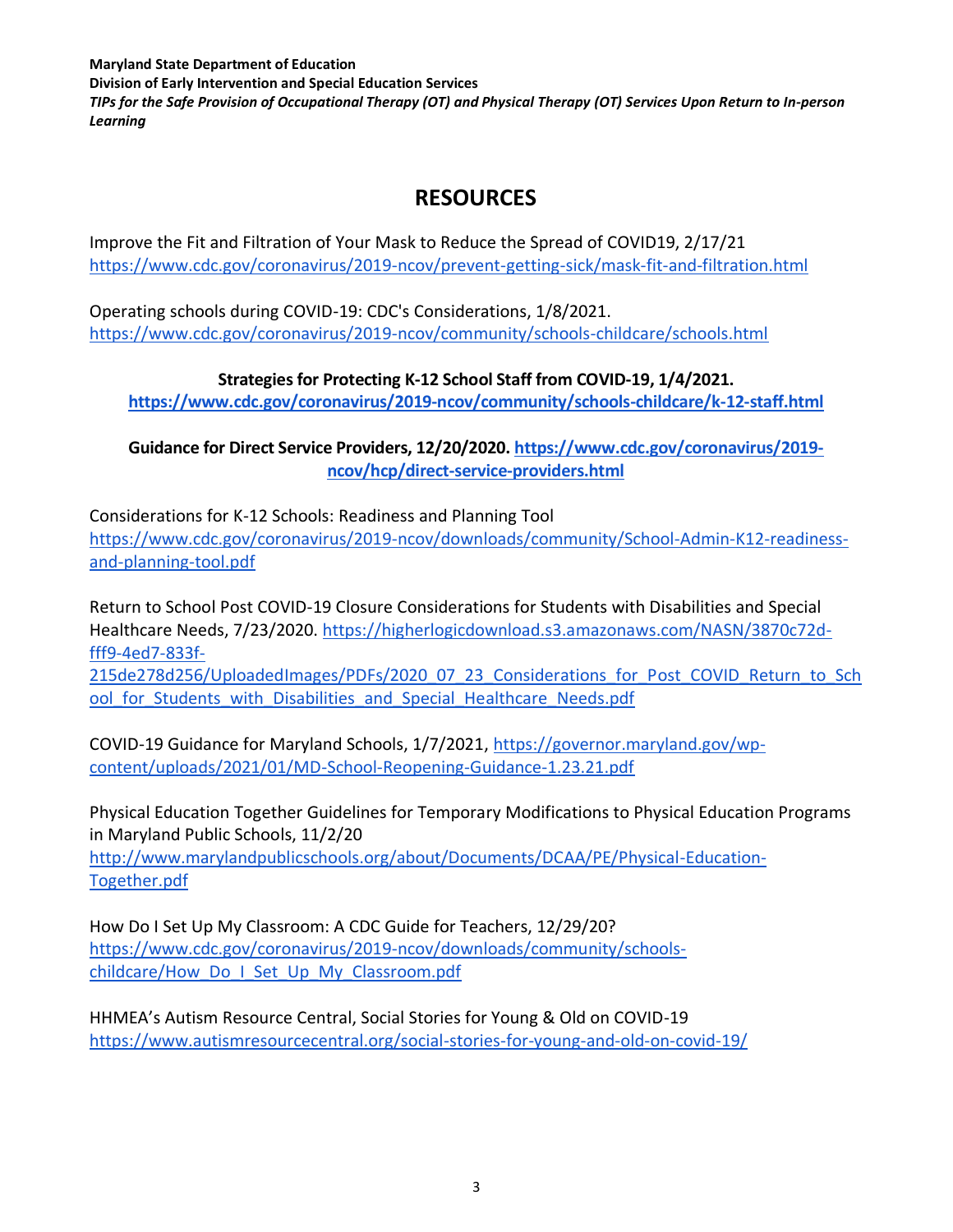# RESOURCES

Improve the Fit and Filtration of Your Mask to Reduce the Spread of COVID19, 2/17/21
https://www.cdc.gov/coronavirus/2019-ncov/prevent-getting-sick/mask-fit-and-filtration.html

Operating schools during COVID-19: CDC's Considerations, 1/8/2021.
https://www.cdc.gov/coronavirus/2019-ncov/community/schools-childcare/schools.html

**Strategies for Protecting K-12 School Staff from COVID-19, 1/4/2021.**
**https://www.cdc.gov/coronavirus/2019-ncov/community/schools-childcare/k-12-staff.html**

**Guidance for Direct Service Providers, 12/20/2020. https://www.cdc.gov/coronavirus/2019-ncov/hcp/direct-service-providers.html**

Considerations for K-12 Schools: Readiness and Planning Tool
https://www.cdc.gov/coronavirus/2019-ncov/downloads/community/School-Admin-K12-readiness-and-planning-tool.pdf

Return to School Post COVID-19 Closure Considerations for Students with Disabilities and Special Healthcare Needs, 7/23/2020. https://higherlogicdownload.s3.amazonaws.com/NASN/3870c72d-fff9-4ed7-833f-215de278d256/UploadedImages/PDFs/2020_07_23_Considerations_for_Post_COVID_Return_to_School_for_Students_with_Disabilities_and_Special_Healthcare_Needs.pdf

COVID-19 Guidance for Maryland Schools, 1/7/2021, https://governor.maryland.gov/wp-content/uploads/2021/01/MD-School-Reopening-Guidance-1.23.21.pdf

Physical Education Together Guidelines for Temporary Modifications to Physical Education Programs in Maryland Public Schools, 11/2/20
http://www.marylandpublicschools.org/about/Documents/DCAA/PE/Physical-Education-Together.pdf

How Do I Set Up My Classroom: A CDC Guide for Teachers, 12/29/20?
https://www.cdc.gov/coronavirus/2019-ncov/downloads/community/schools-childcare/How_Do_I_Set_Up_My_Classroom.pdf

HHMEA's Autism Resource Central, Social Stories for Young & Old on COVID-19
https://www.autismresourcecentral.org/social-stories-for-young-and-old-on-covid-19/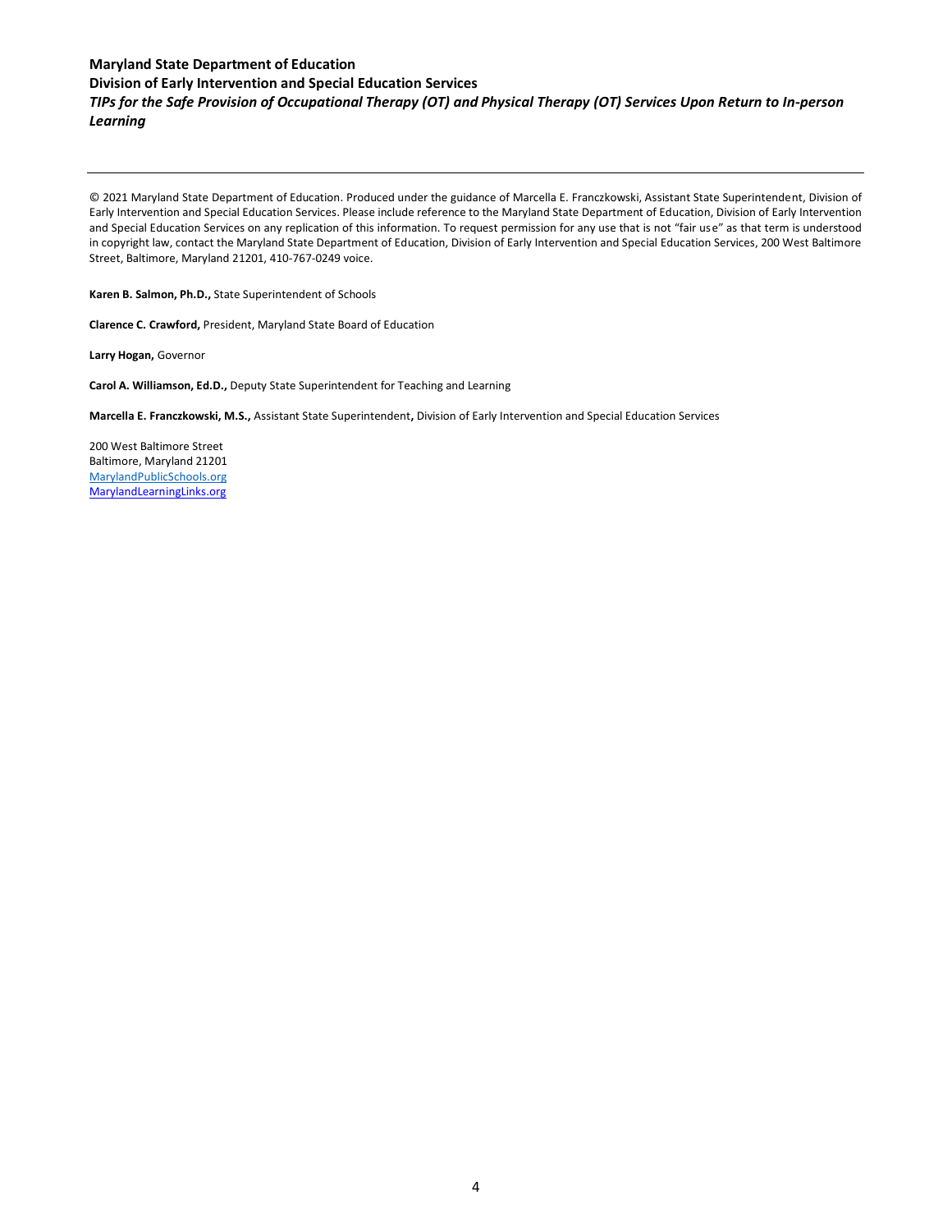**Maryland State Department of Education**
**Division of Early Intervention and Special Education Services**
***TIPs for the Safe Provision of Occupational Therapy (OT) and Physical Therapy (OT) Services Upon Return to In-person Learning***

---

© 2021 Maryland State Department of Education. Produced under the guidance of Marcella E. Franczkowski, Assistant State Superintendent, Division of Early Intervention and Special Education Services. Please include reference to the Maryland State Department of Education, Division of Early Intervention and Special Education Services on any replication of this information. To request permission for any use that is not "fair use" as that term is understood in copyright law, contact the Maryland State Department of Education, Division of Early Intervention and Special Education Services, 200 West Baltimore Street, Baltimore, Maryland 21201, 410-767-0249 voice.

**Karen B. Salmon, Ph.D.,** State Superintendent of Schools

**Clarence C. Crawford,** President, Maryland State Board of Education

**Larry Hogan,** Governor

**Carol A. Williamson, Ed.D.,** Deputy State Superintendent for Teaching and Learning

**Marcella E. Franczkowski, M.S.,** Assistant State Superintendent**,** Division of Early Intervention and Special Education Services

200 West Baltimore Street
Baltimore, Maryland 21201
MarylandPublicSchools.org
MarylandLearningLinks.org